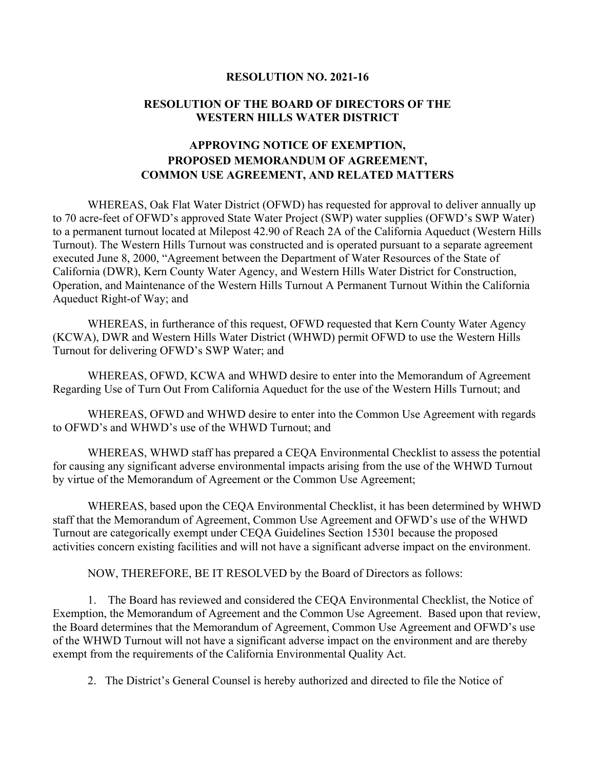**RESOLUTION NO. 2021-16**

**RESOLUTION OF THE BOARD OF DIRECTORS OF THE WESTERN HILLS WATER DISTRICT**

**APPROVING NOTICE OF EXEMPTION, PROPOSED MEMORANDUM OF AGREEMENT, COMMON USE AGREEMENT, AND RELATED MATTERS**

WHEREAS, Oak Flat Water District (OFWD) has requested for approval to deliver annually up to 70 acre-feet of OFWD's approved State Water Project (SWP) water supplies (OFWD's SWP Water) to a permanent turnout located at Milepost 42.90 of Reach 2A of the California Aqueduct (Western Hills Turnout). The Western Hills Turnout was constructed and is operated pursuant to a separate agreement executed June 8, 2000, "Agreement between the Department of Water Resources of the State of California (DWR), Kern County Water Agency, and Western Hills Water District for Construction, Operation, and Maintenance of the Western Hills Turnout A Permanent Turnout Within the California Aqueduct Right-of Way; and

WHEREAS, in furtherance of this request, OFWD requested that Kern County Water Agency (KCWA), DWR and Western Hills Water District (WHWD) permit OFWD to use the Western Hills Turnout for delivering OFWD's SWP Water; and

WHEREAS, OFWD, KCWA and WHWD desire to enter into the Memorandum of Agreement Regarding Use of Turn Out From California Aqueduct for the use of the Western Hills Turnout; and

WHEREAS, OFWD and WHWD desire to enter into the Common Use Agreement with regards to OFWD's and WHWD's use of the WHWD Turnout; and

WHEREAS, WHWD staff has prepared a CEQA Environmental Checklist to assess the potential for causing any significant adverse environmental impacts arising from the use of the WHWD Turnout by virtue of the Memorandum of Agreement or the Common Use Agreement;

WHEREAS, based upon the CEQA Environmental Checklist, it has been determined by WHWD staff that the Memorandum of Agreement, Common Use Agreement and OFWD's use of the WHWD Turnout are categorically exempt under CEQA Guidelines Section 15301 because the proposed activities concern existing facilities and will not have a significant adverse impact on the environment.

NOW, THEREFORE, BE IT RESOLVED by the Board of Directors as follows:

1. The Board has reviewed and considered the CEQA Environmental Checklist, the Notice of Exemption, the Memorandum of Agreement and the Common Use Agreement. Based upon that review, the Board determines that the Memorandum of Agreement, Common Use Agreement and OFWD's use of the WHWD Turnout will not have a significant adverse impact on the environment and are thereby exempt from the requirements of the California Environmental Quality Act.

2. The District's General Counsel is hereby authorized and directed to file the Notice of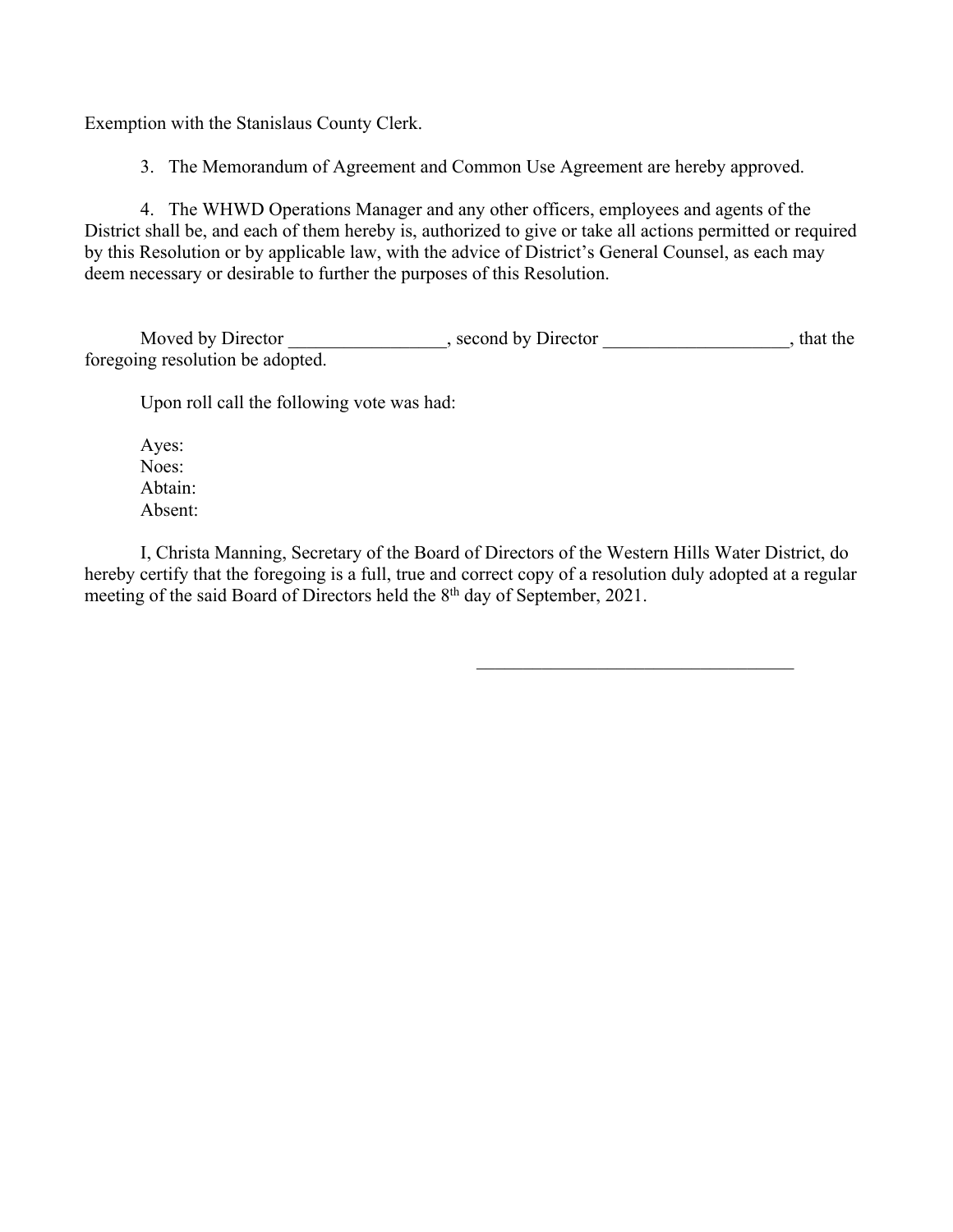Exemption with the Stanislaus County Clerk.

3. The Memorandum of Agreement and Common Use Agreement are hereby approved.

4. The WHWD Operations Manager and any other officers, employees and agents of the District shall be, and each of them hereby is, authorized to give or take all actions permitted or required by this Resolution or by applicable law, with the advice of District's General Counsel, as each may deem necessary or desirable to further the purposes of this Resolution.

Moved by Director _________________, second by Director ____________________, that the foregoing resolution be adopted.

Upon roll call the following vote was had:

Ayes:  
Noes:  
Abtain:  
Absent:

I, Christa Manning, Secretary of the Board of Directors of the Western Hills Water District, do hereby certify that the foregoing is a full, true and correct copy of a resolution duly adopted at a regular meeting of the said Board of Directors held the 8th day of September, 2021.

___________________________________